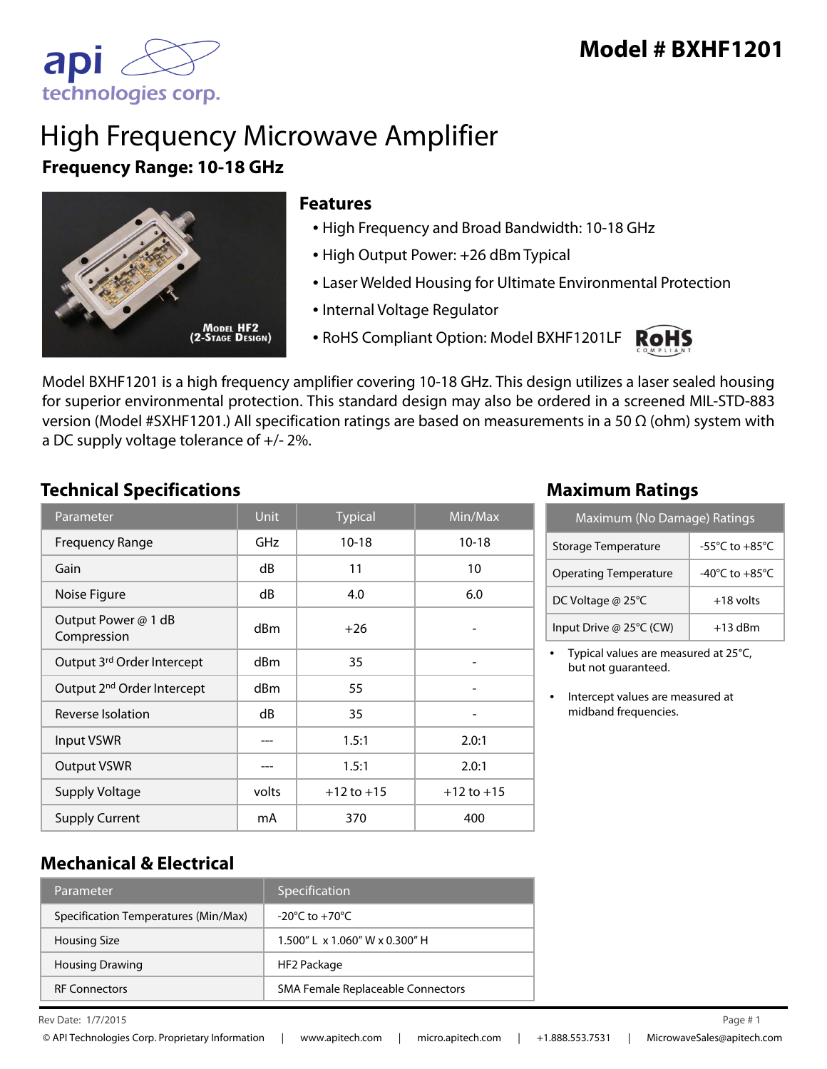# Model # BXHF1201

# High Frequency Microwave Amplifier

**Frequency Range: 10-18 GHz**

MODEL HF2
(2-STAGE DESIGN)

## Features

- High Frequency and Broad Bandwidth: 10-18 GHz
- High Output Power: +26 dBm Typical
- Laser Welded Housing for Ultimate Environmental Protection
- Internal Voltage Regulator
- RoHS Compliant Option: Model BXHF1201LF

Model BXHF1201 is a high frequency amplifier covering 10-18 GHz. This design utilizes a laser sealed housing for superior environmental protection. This standard design may also be ordered in a screened MIL-STD-883 version (Model #SXHF1201.) All specification ratings are based on measurements in a 50 Ω (ohm) system with a DC supply voltage tolerance of +/- 2%.

## Technical Specifications

| Parameter | Unit | Typical | Min/Max |
|---|---|---|---|
| Frequency Range | GHz | 10-18 | 10-18 |
| Gain | dB | 11 | 10 |
| Noise Figure | dB | 4.0 | 6.0 |
| Output Power @ 1 dB Compression | dBm | +26 | - |
| Output 3rd Order Intercept | dBm | 35 | - |
| Output 2nd Order Intercept | dBm | 55 | - |
| Reverse Isolation | dB | 35 | - |
| Input VSWR | --- | 1.5:1 | 2.0:1 |
| Output VSWR | --- | 1.5:1 | 2.0:1 |
| Supply Voltage | volts | +12 to +15 | +12 to +15 |
| Supply Current | mA | 370 | 400 |

## Maximum Ratings

| Maximum (No Damage) Ratings | |
|---|---|
| Storage Temperature | -55°C to +85°C |
| Operating Temperature | -40°C to +85°C |
| DC Voltage @ 25°C | +18 volts |
| Input Drive @ 25°C (CW) | +13 dBm |

- Typical values are measured at 25°C, but not guaranteed.
- Intercept values are measured at midband frequencies.

## Mechanical & Electrical

| Parameter | Specification |
|---|---|
| Specification Temperatures (Min/Max) | -20°C to +70°C |
| Housing Size | 1.500" L x 1.060" W x 0.300" H |
| Housing Drawing | HF2 Package |
| RF Connectors | SMA Female Replaceable Connectors |

Rev Date: 1/7/2015

© API Technologies Corp. Proprietary Information | www.apitech.com | micro.apitech.com | +1.888.553.7531 | MicrowaveSales@apitech.com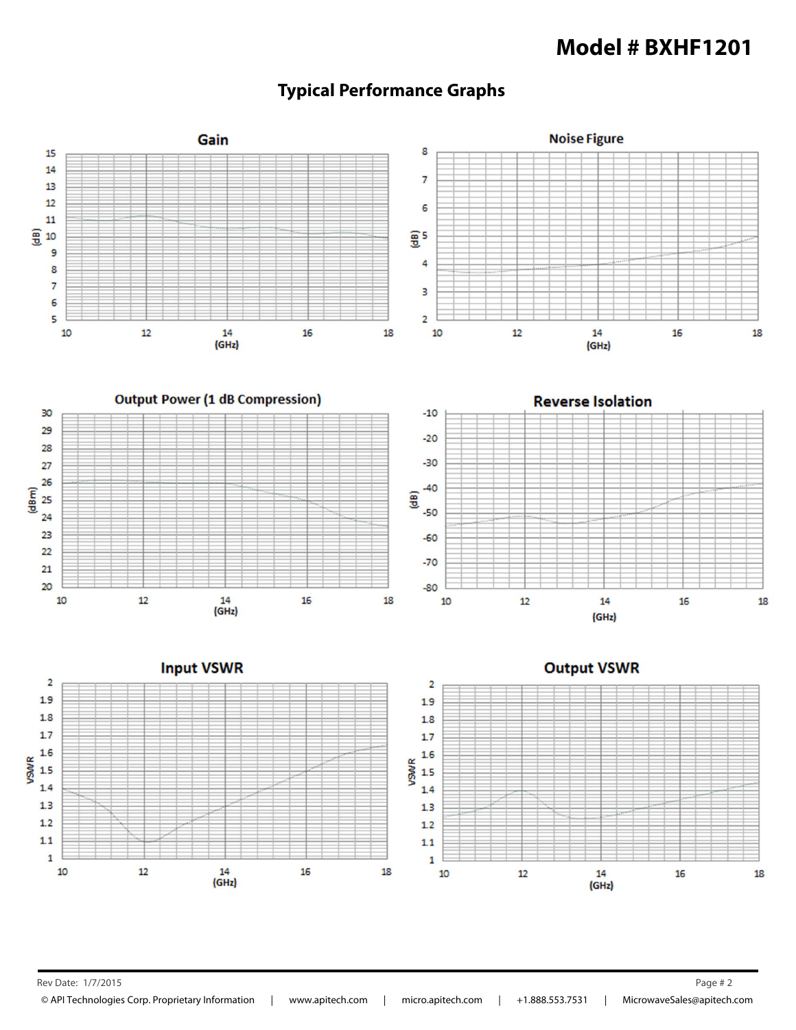# Model # BXHF1201

## Typical Performance Graphs

### Gain

(dB) vs (GHz)

### Noise Figure

(dB) vs (GHz)

### Output Power (1 dB Compression)

(dBm) vs (GHz)

### Reverse Isolation

(dB) vs (GHz)

### Input VSWR

VSWR vs (GHz)

### Output VSWR

VSWR vs (GHz)

Rev Date: 1/7/2015

© API Technologies Corp. Proprietary Information | www.apitech.com | micro.apitech.com | +1.888.553.7531 | MicrowaveSales@apitech.com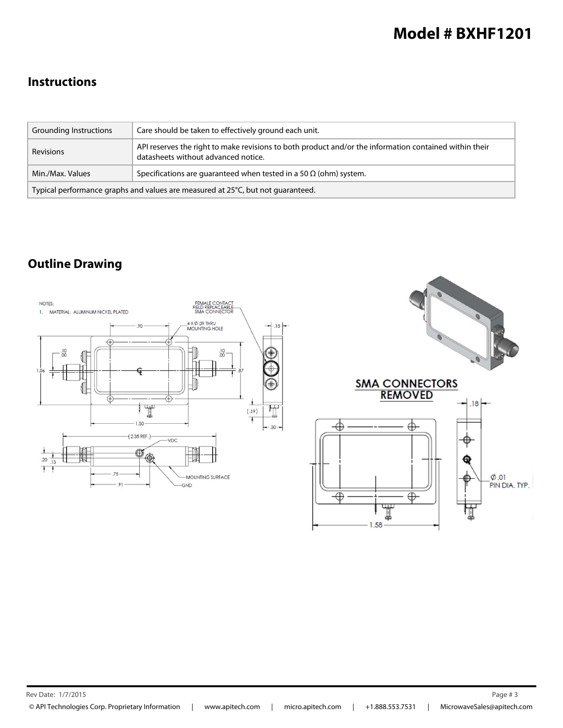# Model # BXHF1201

## Instructions

| | |
|---|---|
| Grounding Instructions | Care should be taken to effectively ground each unit. |
| Revisions | API reserves the right to make revisions to both product and/or the information contained within their datasheets without advanced notice. |
| Min./Max. Values | Specifications are guaranteed when tested in a 50 Ω (ohm) system. |
| Typical performance graphs and values are measured at 25°C, but not guaranteed. | |

## Outline Drawing

NOTES:
1. MATERIAL: ALUMINUM NICKEL PLATED

FEMALE CONTACT
FIELD REPLACEABLE
SMA CONNECTOR

4 X Ø .09 THRU
MOUNTING HOLE

.90
.18
.10
.00
.10
.00
1.06
.87
(.19)
1.50
.30
(2.35 REF.)
VDC
.20
.13
.75
.91
MOUNTING SURFACE
GND

SMA CONNECTORS
REMOVED

.18
Ø .01
PIN DIA. TYP.
1.58